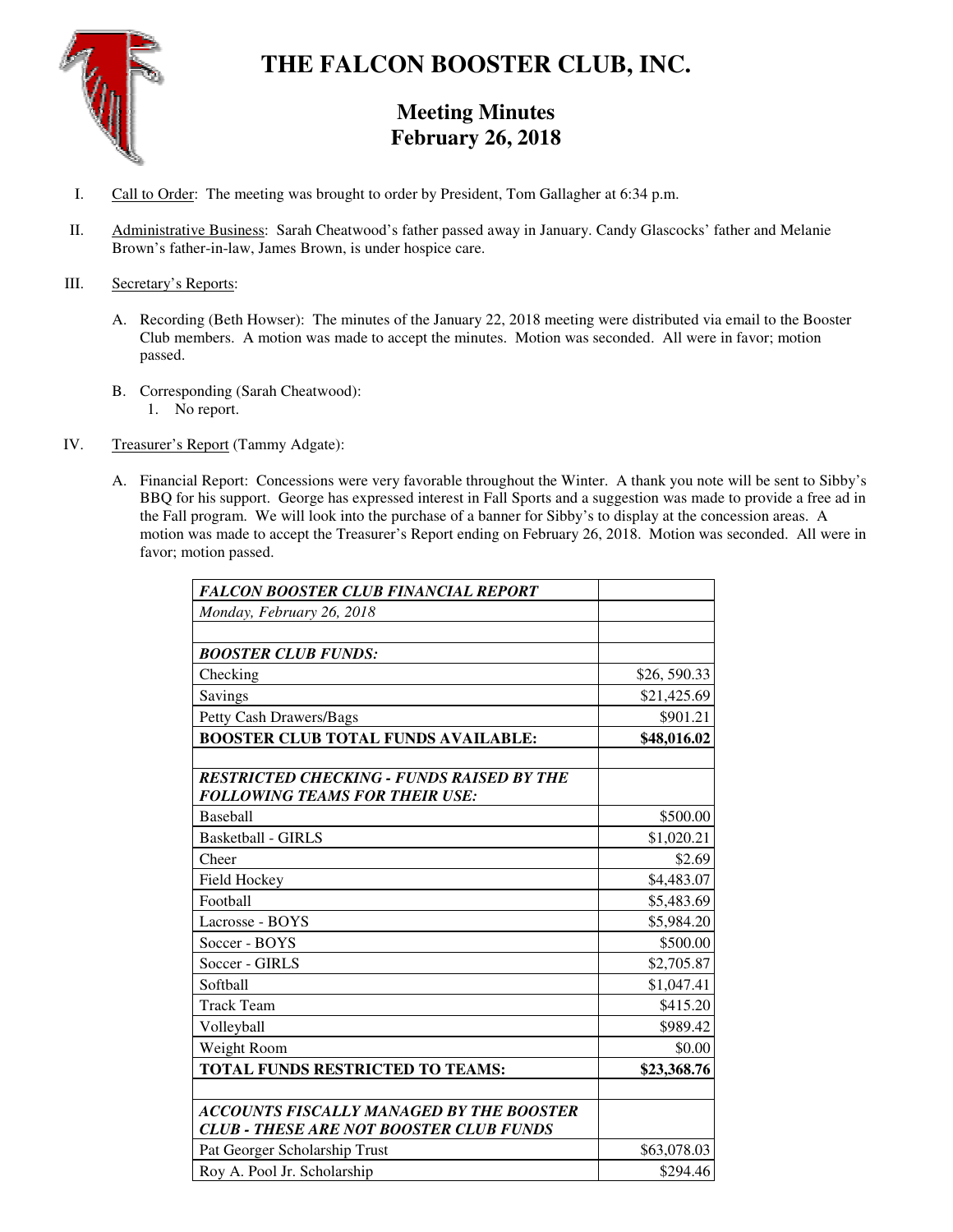# THE FALCON BOOSTER CLUB, INC.

## Meeting Minutes
## February 26, 2018

I. Call to Order: The meeting was brought to order by President, Tom Gallagher at 6:34 p.m.

II. Administrative Business: Sarah Cheatwood's father passed away in January. Candy Glascocks' father and Melanie Brown's father-in-law, James Brown, is under hospice care.

III. Secretary's Reports:

A. Recording (Beth Howser): The minutes of the January 22, 2018 meeting were distributed via email to the Booster Club members. A motion was made to accept the minutes. Motion was seconded. All were in favor; motion passed.

B. Corresponding (Sarah Cheatwood):
1. No report.

IV. Treasurer's Report (Tammy Adgate):

A. Financial Report: Concessions were very favorable throughout the Winter. A thank you note will be sent to Sibby's BBQ for his support. George has expressed interest in Fall Sports and a suggestion was made to provide a free ad in the Fall program. We will look into the purchase of a banner for Sibby's to display at the concession areas. A motion was made to accept the Treasurer's Report ending on February 26, 2018. Motion was seconded. All were in favor; motion passed.

| | |
|---|---|
| ***FALCON BOOSTER CLUB FINANCIAL REPORT*** | |
| *Monday, February 26, 2018* | |
| | |
| ***BOOSTER CLUB FUNDS:*** | |
| Checking | $26, 590.33 |
| Savings | $21,425.69 |
| Petty Cash Drawers/Bags | $901.21 |
| **BOOSTER CLUB TOTAL FUNDS AVAILABLE:** | **$48,016.02** |
| | |
| ***RESTRICTED CHECKING - FUNDS RAISED BY THE FOLLOWING TEAMS FOR THEIR USE:*** | |
| Baseball | $500.00 |
| Basketball - GIRLS | $1,020.21 |
| Cheer | $2.69 |
| Field Hockey | $4,483.07 |
| Football | $5,483.69 |
| Lacrosse - BOYS | $5,984.20 |
| Soccer - BOYS | $500.00 |
| Soccer - GIRLS | $2,705.87 |
| Softball | $1,047.41 |
| Track Team | $415.20 |
| Volleyball | $989.42 |
| Weight Room | $0.00 |
| **TOTAL FUNDS RESTRICTED TO TEAMS:** | **$23,368.76** |
| | |
| ***ACCOUNTS FISCALLY MANAGED BY THE BOOSTER CLUB - THESE ARE NOT BOOSTER CLUB FUNDS*** | |
| Pat Georger Scholarship Trust | $63,078.03 |
| Roy A. Pool Jr. Scholarship | $294.46 |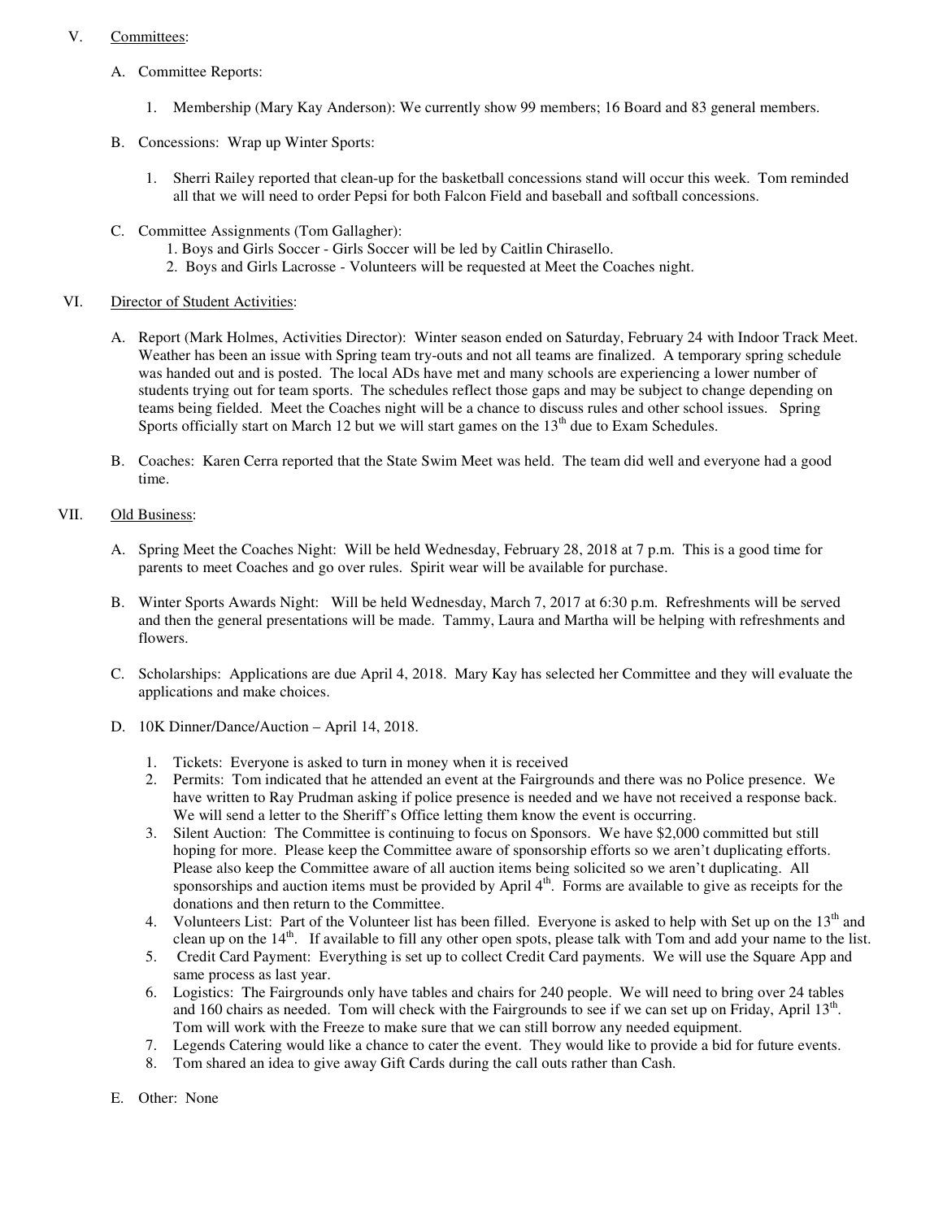V. Committees:

A. Committee Reports:

1. Membership (Mary Kay Anderson): We currently show 99 members; 16 Board and 83 general members.

B. Concessions: Wrap up Winter Sports:

1. Sherri Railey reported that clean-up for the basketball concessions stand will occur this week. Tom reminded all that we will need to order Pepsi for both Falcon Field and baseball and softball concessions.

C. Committee Assignments (Tom Gallagher):
   1. Boys and Girls Soccer - Girls Soccer will be led by Caitlin Chirasello.
   2. Boys and Girls Lacrosse - Volunteers will be requested at Meet the Coaches night.

VI. Director of Student Activities:

A. Report (Mark Holmes, Activities Director): Winter season ended on Saturday, February 24 with Indoor Track Meet. Weather has been an issue with Spring team try-outs and not all teams are finalized. A temporary spring schedule was handed out and is posted. The local ADs have met and many schools are experiencing a lower number of students trying out for team sports. The schedules reflect those gaps and may be subject to change depending on teams being fielded. Meet the Coaches night will be a chance to discuss rules and other school issues. Spring Sports officially start on March 12 but we will start games on the 13th due to Exam Schedules.

B. Coaches: Karen Cerra reported that the State Swim Meet was held. The team did well and everyone had a good time.

VII. Old Business:

A. Spring Meet the Coaches Night: Will be held Wednesday, February 28, 2018 at 7 p.m. This is a good time for parents to meet Coaches and go over rules. Spirit wear will be available for purchase.

B. Winter Sports Awards Night: Will be held Wednesday, March 7, 2017 at 6:30 p.m. Refreshments will be served and then the general presentations will be made. Tammy, Laura and Martha will be helping with refreshments and flowers.

C. Scholarships: Applications are due April 4, 2018. Mary Kay has selected her Committee and they will evaluate the applications and make choices.

D. 10K Dinner/Dance/Auction – April 14, 2018.

1. Tickets: Everyone is asked to turn in money when it is received
2. Permits: Tom indicated that he attended an event at the Fairgrounds and there was no Police presence. We have written to Ray Prudman asking if police presence is needed and we have not received a response back. We will send a letter to the Sheriff's Office letting them know the event is occurring.
3. Silent Auction: The Committee is continuing to focus on Sponsors. We have $2,000 committed but still hoping for more. Please keep the Committee aware of sponsorship efforts so we aren't duplicating efforts. Please also keep the Committee aware of all auction items being solicited so we aren't duplicating. All sponsorships and auction items must be provided by April 4th. Forms are available to give as receipts for the donations and then return to the Committee.
4. Volunteers List: Part of the Volunteer list has been filled. Everyone is asked to help with Set up on the 13th and clean up on the 14th. If available to fill any other open spots, please talk with Tom and add your name to the list.
5. Credit Card Payment: Everything is set up to collect Credit Card payments. We will use the Square App and same process as last year.
6. Logistics: The Fairgrounds only have tables and chairs for 240 people. We will need to bring over 24 tables and 160 chairs as needed. Tom will check with the Fairgrounds to see if we can set up on Friday, April 13th. Tom will work with the Freeze to make sure that we can still borrow any needed equipment.
7. Legends Catering would like a chance to cater the event. They would like to provide a bid for future events.
8. Tom shared an idea to give away Gift Cards during the call outs rather than Cash.

E. Other: None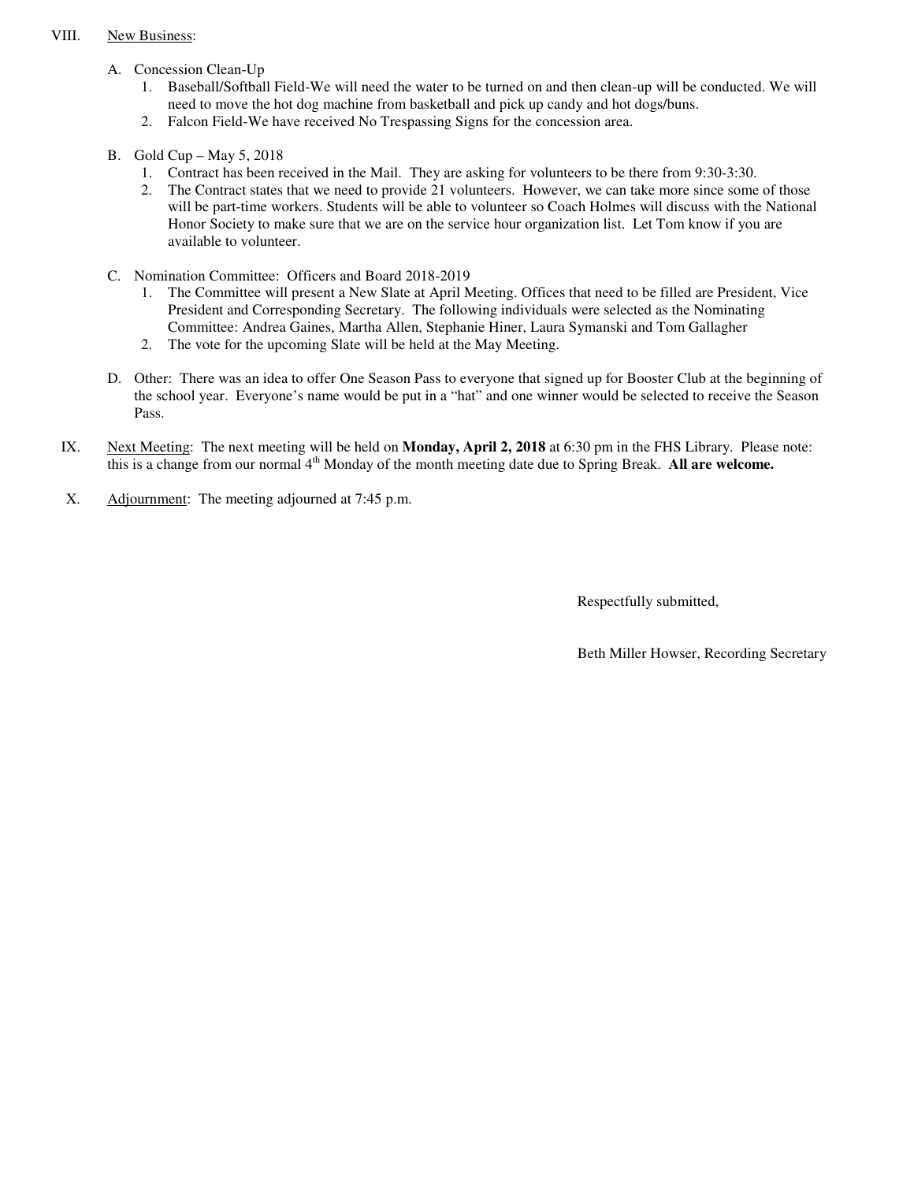VIII. <u>New Business</u>:

A. Concession Clean-Up
   1. Baseball/Softball Field-We will need the water to be turned on and then clean-up will be conducted. We will need to move the hot dog machine from basketball and pick up candy and hot dogs/buns.
   2. Falcon Field-We have received No Trespassing Signs for the concession area.

B. Gold Cup – May 5, 2018
   1. Contract has been received in the Mail. They are asking for volunteers to be there from 9:30-3:30.
   2. The Contract states that we need to provide 21 volunteers. However, we can take more since some of those will be part-time workers. Students will be able to volunteer so Coach Holmes will discuss with the National Honor Society to make sure that we are on the service hour organization list. Let Tom know if you are available to volunteer.

C. Nomination Committee: Officers and Board 2018-2019
   1. The Committee will present a New Slate at April Meeting. Offices that need to be filled are President, Vice President and Corresponding Secretary. The following individuals were selected as the Nominating Committee: Andrea Gaines, Martha Allen, Stephanie Hiner, Laura Symanski and Tom Gallagher
   2. The vote for the upcoming Slate will be held at the May Meeting.

D. Other: There was an idea to offer One Season Pass to everyone that signed up for Booster Club at the beginning of the school year. Everyone's name would be put in a "hat" and one winner would be selected to receive the Season Pass.

IX. <u>Next Meeting</u>: The next meeting will be held on **Monday, April 2, 2018** at 6:30 pm in the FHS Library. Please note: this is a change from our normal 4th Monday of the month meeting date due to Spring Break. **All are welcome.**

X. <u>Adjournment</u>: The meeting adjourned at 7:45 p.m.

Respectfully submitted,

Beth Miller Howser, Recording Secretary